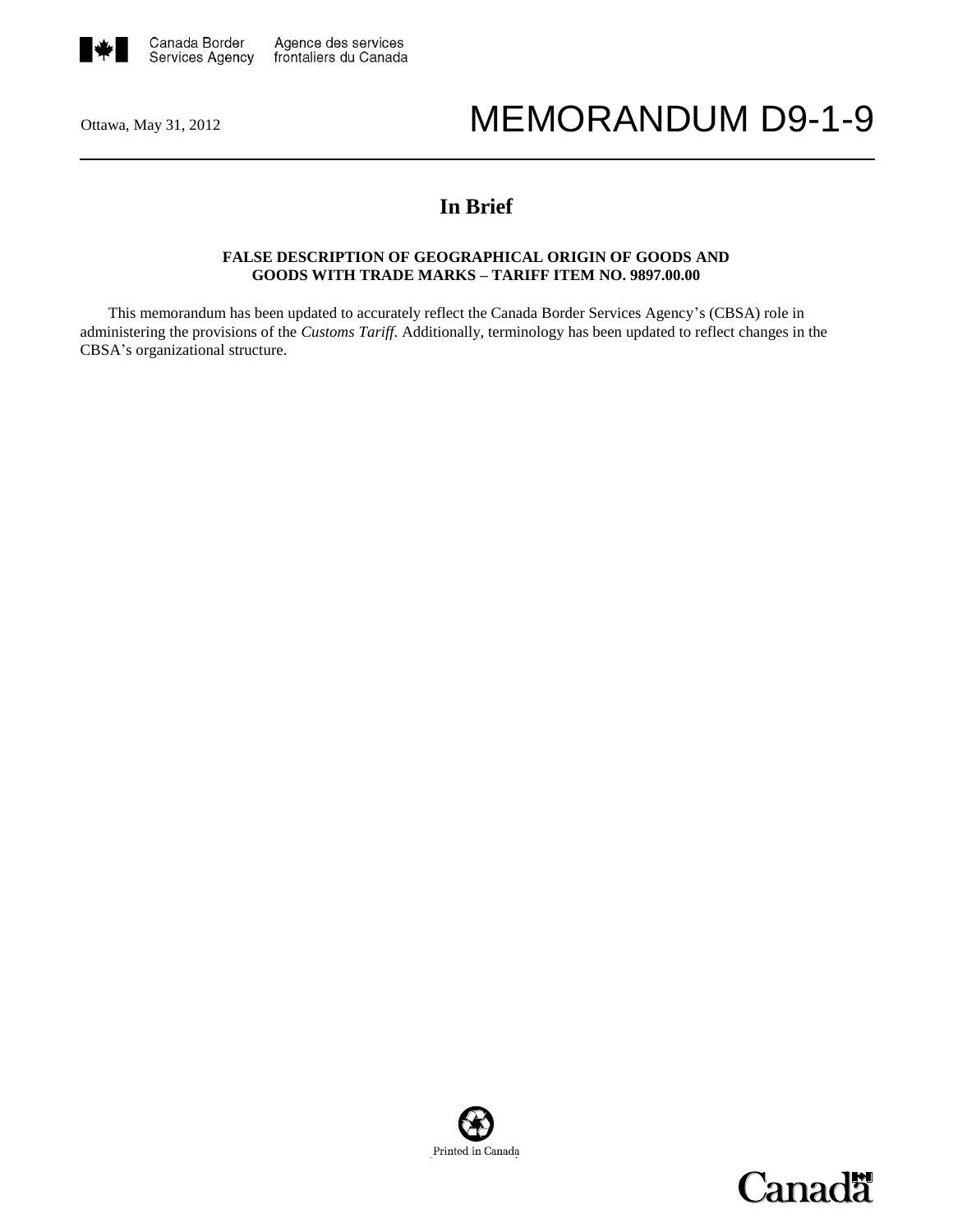Ottawa, May 31, 2012

# MEMORANDUM D9-1-9

## In Brief

**FALSE DESCRIPTION OF GEOGRAPHICAL ORIGIN OF GOODS AND GOODS WITH TRADE MARKS – TARIFF ITEM NO. 9897.00.00**

This memorandum has been updated to accurately reflect the Canada Border Services Agency's (CBSA) role in administering the provisions of the *Customs Tariff*. Additionally, terminology has been updated to reflect changes in the CBSA's organizational structure.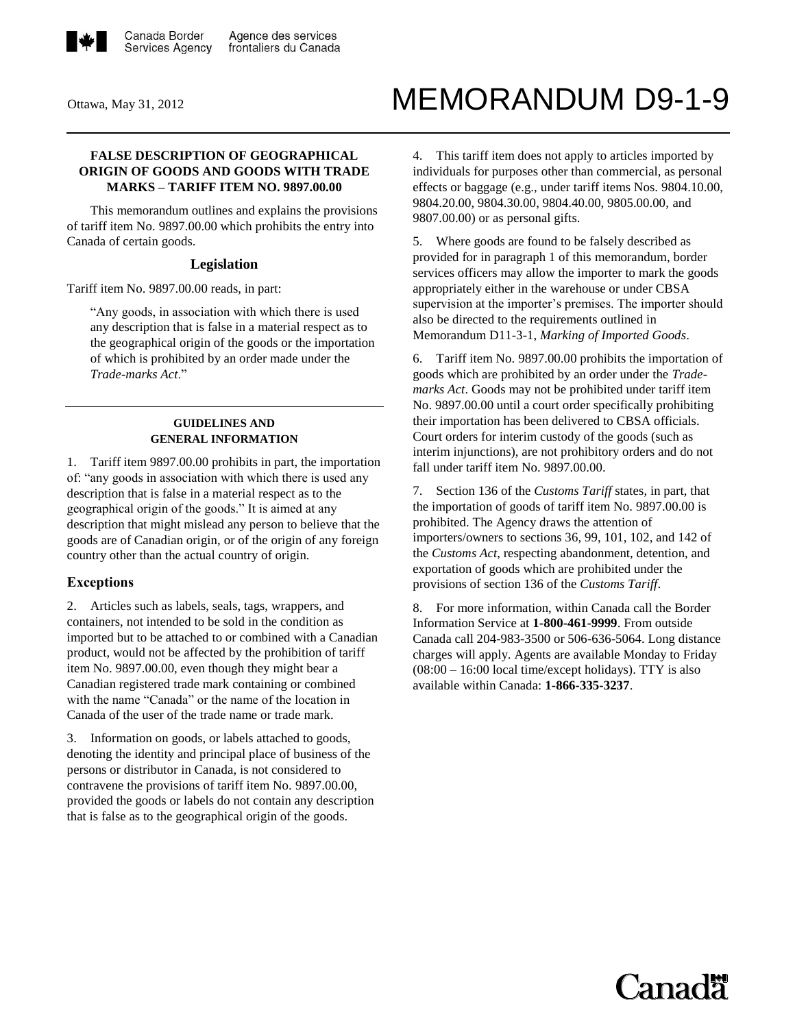Ottawa, May 31, 2012

# MEMORANDUM D9-1-9

**FALSE DESCRIPTION OF GEOGRAPHICAL ORIGIN OF GOODS AND GOODS WITH TRADE MARKS – TARIFF ITEM NO. 9897.00.00**

This memorandum outlines and explains the provisions of tariff item No. 9897.00.00 which prohibits the entry into Canada of certain goods.

## Legislation

Tariff item No. 9897.00.00 reads, in part:

> "Any goods, in association with which there is used any description that is false in a material respect as to the geographical origin of the goods or the importation of which is prohibited by an order made under the *Trade-marks Act*."

## GUIDELINES AND GENERAL INFORMATION

1. Tariff item 9897.00.00 prohibits in part, the importation of: "any goods in association with which there is used any description that is false in a material respect as to the geographical origin of the goods." It is aimed at any description that might mislead any person to believe that the goods are of Canadian origin, or of the origin of any foreign country other than the actual country of origin.

### Exceptions

2. Articles such as labels, seals, tags, wrappers, and containers, not intended to be sold in the condition as imported but to be attached to or combined with a Canadian product, would not be affected by the prohibition of tariff item No. 9897.00.00, even though they might bear a Canadian registered trade mark containing or combined with the name "Canada" or the name of the location in Canada of the user of the trade name or trade mark.

3. Information on goods, or labels attached to goods, denoting the identity and principal place of business of the persons or distributor in Canada, is not considered to contravene the provisions of tariff item No. 9897.00.00, provided the goods or labels do not contain any description that is false as to the geographical origin of the goods.

4. This tariff item does not apply to articles imported by individuals for purposes other than commercial, as personal effects or baggage (e.g., under tariff items Nos. 9804.10.00, 9804.20.00, 9804.30.00, 9804.40.00, 9805.00.00, and 9807.00.00) or as personal gifts.

5. Where goods are found to be falsely described as provided for in paragraph 1 of this memorandum, border services officers may allow the importer to mark the goods appropriately either in the warehouse or under CBSA supervision at the importer's premises. The importer should also be directed to the requirements outlined in Memorandum D11-3-1, *Marking of Imported Goods*.

6. Tariff item No. 9897.00.00 prohibits the importation of goods which are prohibited by an order under the *Trade-marks Act*. Goods may not be prohibited under tariff item No. 9897.00.00 until a court order specifically prohibiting their importation has been delivered to CBSA officials. Court orders for interim custody of the goods (such as interim injunctions), are not prohibitory orders and do not fall under tariff item No. 9897.00.00.

7. Section 136 of the *Customs Tariff* states, in part, that the importation of goods of tariff item No. 9897.00.00 is prohibited. The Agency draws the attention of importers/owners to sections 36, 99, 101, 102, and 142 of the *Customs Act*, respecting abandonment, detention, and exportation of goods which are prohibited under the provisions of section 136 of the *Customs Tariff*.

8. For more information, within Canada call the Border Information Service at **1-800-461-9999**. From outside Canada call 204-983-3500 or 506-636-5064. Long distance charges will apply. Agents are available Monday to Friday (08:00 – 16:00 local time/except holidays). TTY is also available within Canada: **1-866-335-3237**.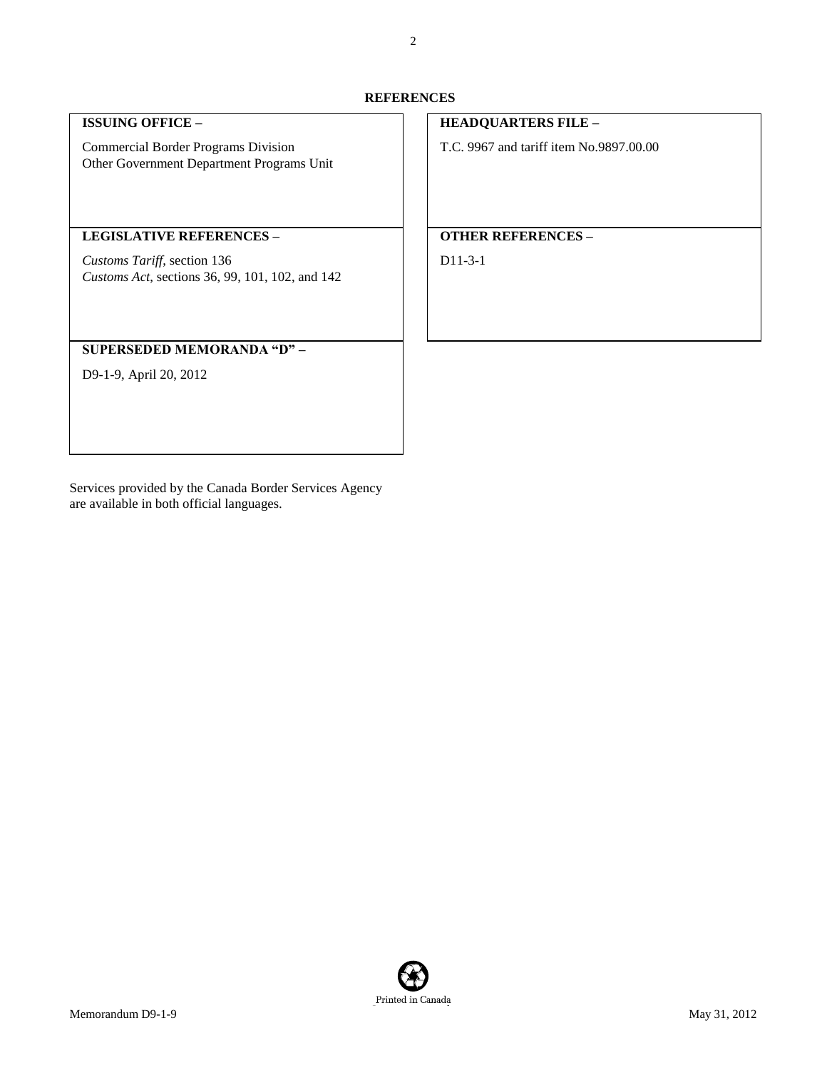## REFERENCES

**ISSUING OFFICE –**

Commercial Border Programs Division
Other Government Department Programs Unit

**HEADQUARTERS FILE –**

T.C. 9967 and tariff item No.9897.00.00

**LEGISLATIVE REFERENCES –**

*Customs Tariff*, section 136
*Customs Act*, sections 36, 99, 101, 102, and 142

**OTHER REFERENCES –**

D11-3-1

**SUPERSEDED MEMORANDA "D" –**

D9-1-9, April 20, 2012

Services provided by the Canada Border Services Agency are available in both official languages.

Printed in Canada